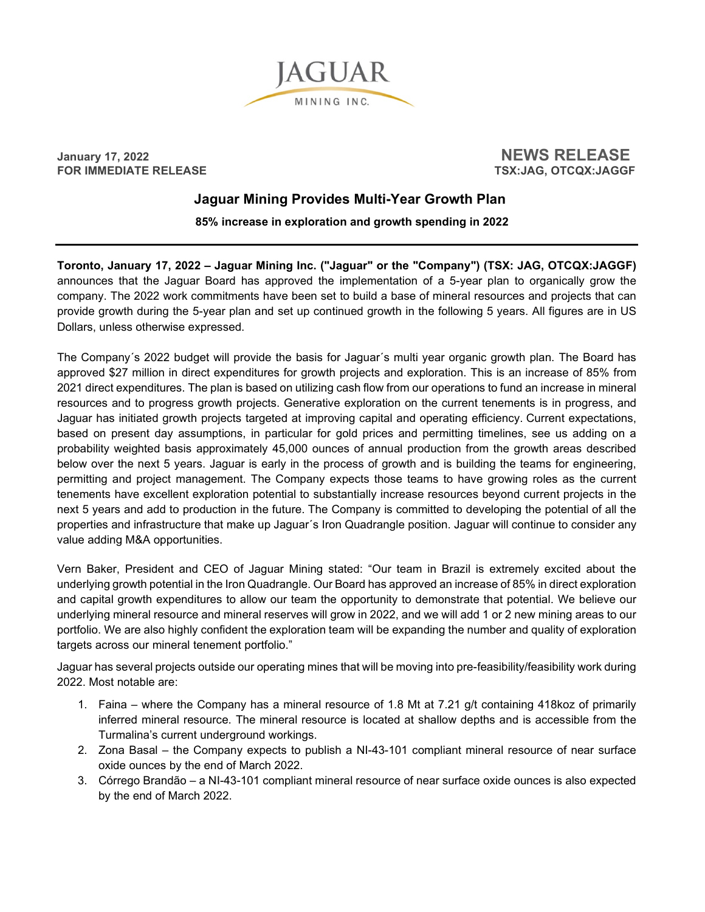JAGUAR

MINING INC.

**January 17, 2022**
**FOR IMMEDIATE RELEASE**

**NEWS RELEASE**
**TSX:JAG, OTCQX:JAGGF**

# Jaguar Mining Provides Multi-Year Growth Plan

**85% increase in exploration and growth spending in 2022**

---

**Toronto, January 17, 2022 – Jaguar Mining Inc. ("Jaguar" or the "Company") (TSX: JAG, OTCQX:JAGGF)** announces that the Jaguar Board has approved the implementation of a 5-year plan to organically grow the company. The 2022 work commitments have been set to build a base of mineral resources and projects that can provide growth during the 5-year plan and set up continued growth in the following 5 years. All figures are in US Dollars, unless otherwise expressed.

The Company´s 2022 budget will provide the basis for Jaguar´s multi year organic growth plan. The Board has approved $27 million in direct expenditures for growth projects and exploration. This is an increase of 85% from 2021 direct expenditures. The plan is based on utilizing cash flow from our operations to fund an increase in mineral resources and to progress growth projects. Generative exploration on the current tenements is in progress, and Jaguar has initiated growth projects targeted at improving capital and operating efficiency. Current expectations, based on present day assumptions, in particular for gold prices and permitting timelines, see us adding on a probability weighted basis approximately 45,000 ounces of annual production from the growth areas described below over the next 5 years. Jaguar is early in the process of growth and is building the teams for engineering, permitting and project management. The Company expects those teams to have growing roles as the current tenements have excellent exploration potential to substantially increase resources beyond current projects in the next 5 years and add to production in the future. The Company is committed to developing the potential of all the properties and infrastructure that make up Jaguar´s Iron Quadrangle position. Jaguar will continue to consider any value adding M&A opportunities.

Vern Baker, President and CEO of Jaguar Mining stated: "Our team in Brazil is extremely excited about the underlying growth potential in the Iron Quadrangle. Our Board has approved an increase of 85% in direct exploration and capital growth expenditures to allow our team the opportunity to demonstrate that potential. We believe our underlying mineral resource and mineral reserves will grow in 2022, and we will add 1 or 2 new mining areas to our portfolio. We are also highly confident the exploration team will be expanding the number and quality of exploration targets across our mineral tenement portfolio."

Jaguar has several projects outside our operating mines that will be moving into pre-feasibility/feasibility work during 2022. Most notable are:

1. Faina – where the Company has a mineral resource of 1.8 Mt at 7.21 g/t containing 418koz of primarily inferred mineral resource. The mineral resource is located at shallow depths and is accessible from the Turmalina's current underground workings.
2. Zona Basal – the Company expects to publish a NI-43-101 compliant mineral resource of near surface oxide ounces by the end of March 2022.
3. Córrego Brandão – a NI-43-101 compliant mineral resource of near surface oxide ounces is also expected by the end of March 2022.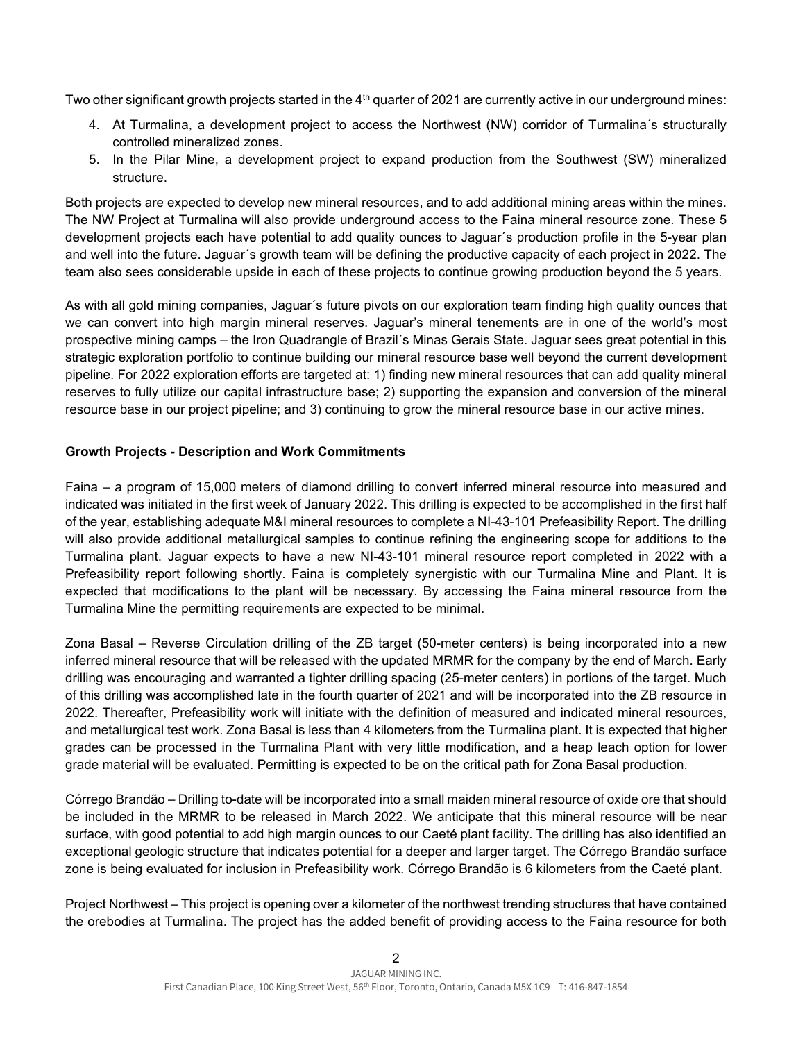Two other significant growth projects started in the 4th quarter of 2021 are currently active in our underground mines:

4. At Turmalina, a development project to access the Northwest (NW) corridor of Turmalina´s structurally controlled mineralized zones.
5. In the Pilar Mine, a development project to expand production from the Southwest (SW) mineralized structure.

Both projects are expected to develop new mineral resources, and to add additional mining areas within the mines. The NW Project at Turmalina will also provide underground access to the Faina mineral resource zone. These 5 development projects each have potential to add quality ounces to Jaguar´s production profile in the 5-year plan and well into the future. Jaguar´s growth team will be defining the productive capacity of each project in 2022. The team also sees considerable upside in each of these projects to continue growing production beyond the 5 years.

As with all gold mining companies, Jaguar´s future pivots on our exploration team finding high quality ounces that we can convert into high margin mineral reserves. Jaguar's mineral tenements are in one of the world's most prospective mining camps – the Iron Quadrangle of Brazil´s Minas Gerais State. Jaguar sees great potential in this strategic exploration portfolio to continue building our mineral resource base well beyond the current development pipeline. For 2022 exploration efforts are targeted at: 1) finding new mineral resources that can add quality mineral reserves to fully utilize our capital infrastructure base; 2) supporting the expansion and conversion of the mineral resource base in our project pipeline; and 3) continuing to grow the mineral resource base in our active mines.

**Growth Projects - Description and Work Commitments**

Faina – a program of 15,000 meters of diamond drilling to convert inferred mineral resource into measured and indicated was initiated in the first week of January 2022. This drilling is expected to be accomplished in the first half of the year, establishing adequate M&I mineral resources to complete a NI-43-101 Prefeasibility Report. The drilling will also provide additional metallurgical samples to continue refining the engineering scope for additions to the Turmalina plant. Jaguar expects to have a new NI-43-101 mineral resource report completed in 2022 with a Prefeasibility report following shortly. Faina is completely synergistic with our Turmalina Mine and Plant. It is expected that modifications to the plant will be necessary. By accessing the Faina mineral resource from the Turmalina Mine the permitting requirements are expected to be minimal.

Zona Basal – Reverse Circulation drilling of the ZB target (50-meter centers) is being incorporated into a new inferred mineral resource that will be released with the updated MRMR for the company by the end of March. Early drilling was encouraging and warranted a tighter drilling spacing (25-meter centers) in portions of the target. Much of this drilling was accomplished late in the fourth quarter of 2021 and will be incorporated into the ZB resource in 2022. Thereafter, Prefeasibility work will initiate with the definition of measured and indicated mineral resources, and metallurgical test work. Zona Basal is less than 4 kilometers from the Turmalina plant. It is expected that higher grades can be processed in the Turmalina Plant with very little modification, and a heap leach option for lower grade material will be evaluated. Permitting is expected to be on the critical path for Zona Basal production.

Córrego Brandão – Drilling to-date will be incorporated into a small maiden mineral resource of oxide ore that should be included in the MRMR to be released in March 2022. We anticipate that this mineral resource will be near surface, with good potential to add high margin ounces to our Caeté plant facility. The drilling has also identified an exceptional geologic structure that indicates potential for a deeper and larger target. The Córrego Brandão surface zone is being evaluated for inclusion in Prefeasibility work. Córrego Brandão is 6 kilometers from the Caeté plant.

Project Northwest – This project is opening over a kilometer of the northwest trending structures that have contained the orebodies at Turmalina. The project has the added benefit of providing access to the Faina resource for both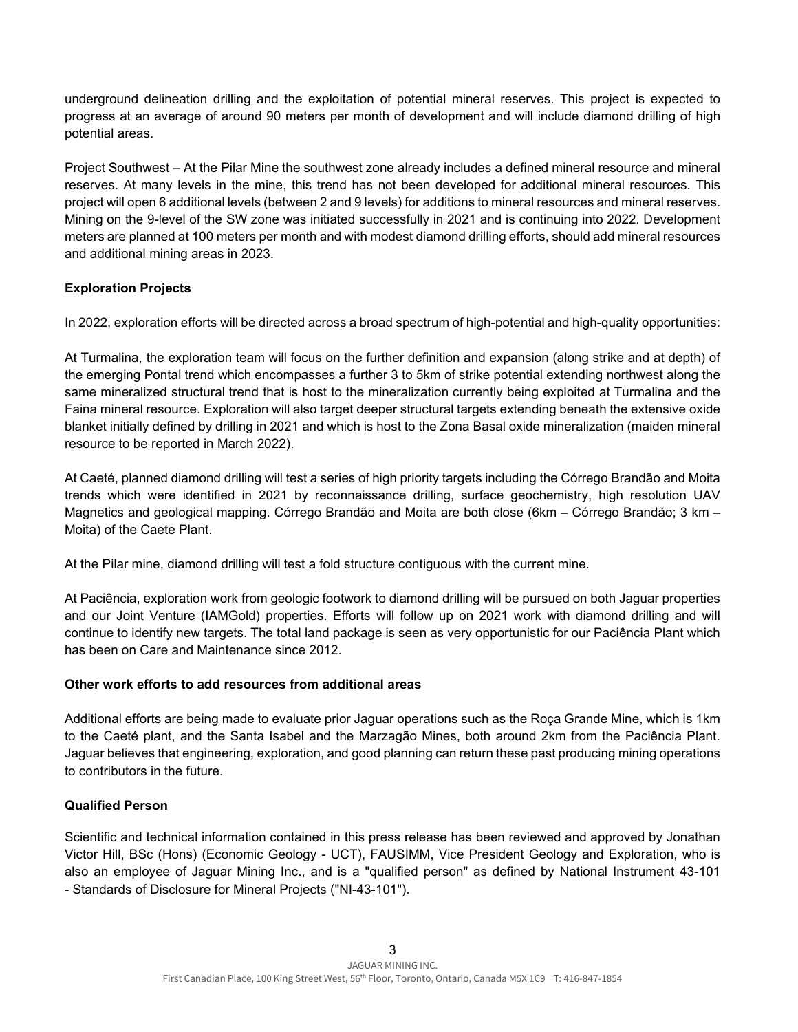underground delineation drilling and the exploitation of potential mineral reserves. This project is expected to progress at an average of around 90 meters per month of development and will include diamond drilling of high potential areas.

Project Southwest – At the Pilar Mine the southwest zone already includes a defined mineral resource and mineral reserves. At many levels in the mine, this trend has not been developed for additional mineral resources. This project will open 6 additional levels (between 2 and 9 levels) for additions to mineral resources and mineral reserves. Mining on the 9-level of the SW zone was initiated successfully in 2021 and is continuing into 2022. Development meters are planned at 100 meters per month and with modest diamond drilling efforts, should add mineral resources and additional mining areas in 2023.

**Exploration Projects**

In 2022, exploration efforts will be directed across a broad spectrum of high-potential and high-quality opportunities:

At Turmalina, the exploration team will focus on the further definition and expansion (along strike and at depth) of the emerging Pontal trend which encompasses a further 3 to 5km of strike potential extending northwest along the same mineralized structural trend that is host to the mineralization currently being exploited at Turmalina and the Faina mineral resource. Exploration will also target deeper structural targets extending beneath the extensive oxide blanket initially defined by drilling in 2021 and which is host to the Zona Basal oxide mineralization (maiden mineral resource to be reported in March 2022).

At Caeté, planned diamond drilling will test a series of high priority targets including the Córrego Brandão and Moita trends which were identified in 2021 by reconnaissance drilling, surface geochemistry, high resolution UAV Magnetics and geological mapping. Córrego Brandão and Moita are both close (6km – Córrego Brandão; 3 km – Moita) of the Caete Plant.

At the Pilar mine, diamond drilling will test a fold structure contiguous with the current mine.

At Paciência, exploration work from geologic footwork to diamond drilling will be pursued on both Jaguar properties and our Joint Venture (IAMGold) properties. Efforts will follow up on 2021 work with diamond drilling and will continue to identify new targets. The total land package is seen as very opportunistic for our Paciência Plant which has been on Care and Maintenance since 2012.

**Other work efforts to add resources from additional areas**

Additional efforts are being made to evaluate prior Jaguar operations such as the Roça Grande Mine, which is 1km to the Caeté plant, and the Santa Isabel and the Marzagão Mines, both around 2km from the Paciência Plant. Jaguar believes that engineering, exploration, and good planning can return these past producing mining operations to contributors in the future.

**Qualified Person**

Scientific and technical information contained in this press release has been reviewed and approved by Jonathan Victor Hill, BSc (Hons) (Economic Geology - UCT), FAUSIMM, Vice President Geology and Exploration, who is also an employee of Jaguar Mining Inc., and is a "qualified person" as defined by National Instrument 43-101 - Standards of Disclosure for Mineral Projects ("NI-43-101").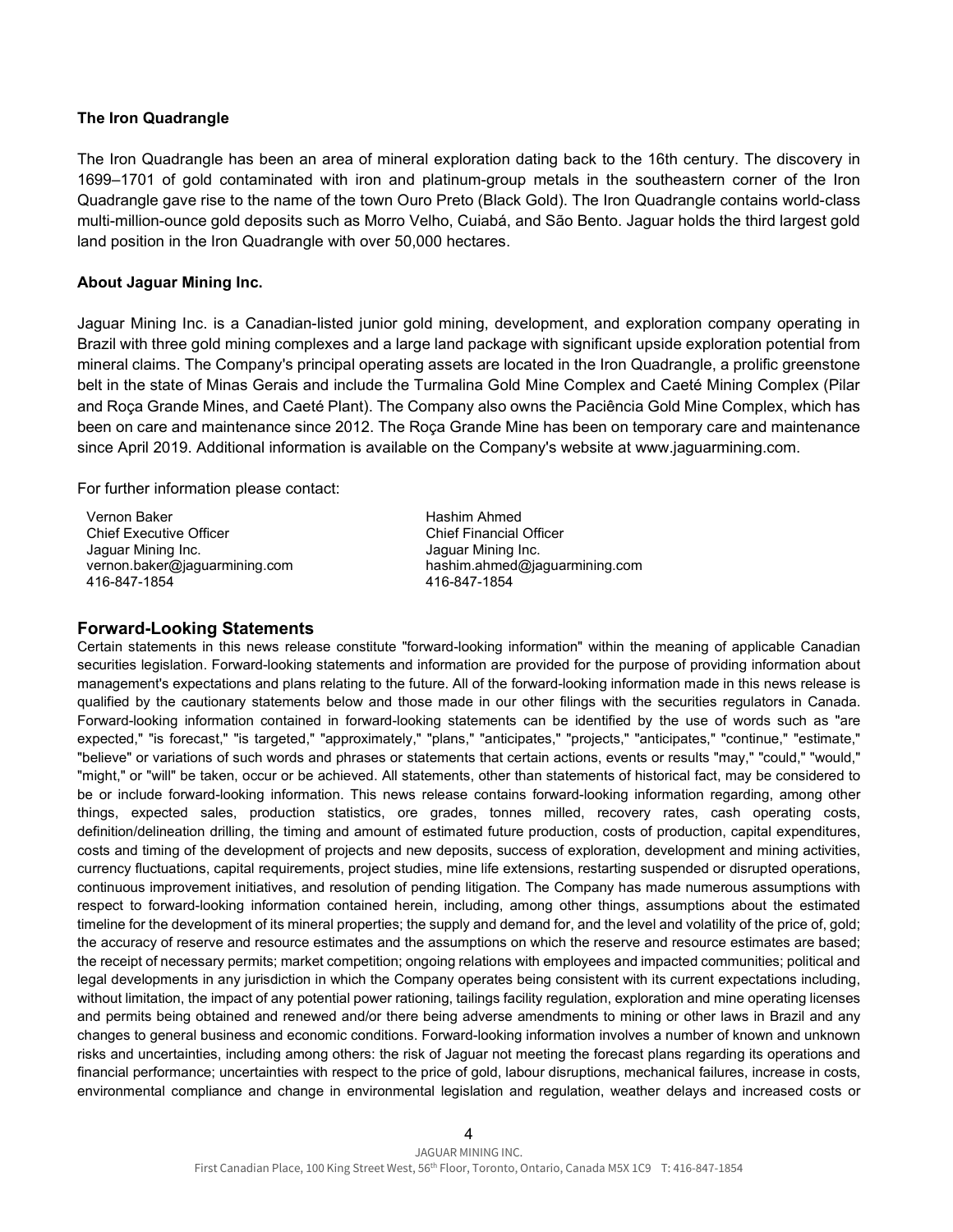**The Iron Quadrangle**

The Iron Quadrangle has been an area of mineral exploration dating back to the 16th century. The discovery in 1699–1701 of gold contaminated with iron and platinum-group metals in the southeastern corner of the Iron Quadrangle gave rise to the name of the town Ouro Preto (Black Gold). The Iron Quadrangle contains world-class multi-million-ounce gold deposits such as Morro Velho, Cuiabá, and São Bento. Jaguar holds the third largest gold land position in the Iron Quadrangle with over 50,000 hectares.

**About Jaguar Mining Inc.**

Jaguar Mining Inc. is a Canadian-listed junior gold mining, development, and exploration company operating in Brazil with three gold mining complexes and a large land package with significant upside exploration potential from mineral claims. The Company's principal operating assets are located in the Iron Quadrangle, a prolific greenstone belt in the state of Minas Gerais and include the Turmalina Gold Mine Complex and Caeté Mining Complex (Pilar and Roça Grande Mines, and Caeté Plant). The Company also owns the Paciência Gold Mine Complex, which has been on care and maintenance since 2012. The Roça Grande Mine has been on temporary care and maintenance since April 2019. Additional information is available on the Company's website at www.jaguarmining.com.

For further information please contact:

Vernon Baker
Chief Executive Officer
Jaguar Mining Inc.
vernon.baker@jaguarmining.com
416-847-1854

Hashim Ahmed
Chief Financial Officer
Jaguar Mining Inc.
hashim.ahmed@jaguarmining.com
416-847-1854

## Forward-Looking Statements

Certain statements in this news release constitute "forward-looking information" within the meaning of applicable Canadian securities legislation. Forward-looking statements and information are provided for the purpose of providing information about management's expectations and plans relating to the future. All of the forward-looking information made in this news release is qualified by the cautionary statements below and those made in our other filings with the securities regulators in Canada. Forward-looking information contained in forward-looking statements can be identified by the use of words such as "are expected," "is forecast," "is targeted," "approximately," "plans," "anticipates," "projects," "anticipates," "continue," "estimate," "believe" or variations of such words and phrases or statements that certain actions, events or results "may," "could," "would," "might," or "will" be taken, occur or be achieved. All statements, other than statements of historical fact, may be considered to be or include forward-looking information. This news release contains forward-looking information regarding, among other things, expected sales, production statistics, ore grades, tonnes milled, recovery rates, cash operating costs, definition/delineation drilling, the timing and amount of estimated future production, costs of production, capital expenditures, costs and timing of the development of projects and new deposits, success of exploration, development and mining activities, currency fluctuations, capital requirements, project studies, mine life extensions, restarting suspended or disrupted operations, continuous improvement initiatives, and resolution of pending litigation. The Company has made numerous assumptions with respect to forward-looking information contained herein, including, among other things, assumptions about the estimated timeline for the development of its mineral properties; the supply and demand for, and the level and volatility of the price of, gold; the accuracy of reserve and resource estimates and the assumptions on which the reserve and resource estimates are based; the receipt of necessary permits; market competition; ongoing relations with employees and impacted communities; political and legal developments in any jurisdiction in which the Company operates being consistent with its current expectations including, without limitation, the impact of any potential power rationing, tailings facility regulation, exploration and mine operating licenses and permits being obtained and renewed and/or there being adverse amendments to mining or other laws in Brazil and any changes to general business and economic conditions. Forward-looking information involves a number of known and unknown risks and uncertainties, including among others: the risk of Jaguar not meeting the forecast plans regarding its operations and financial performance; uncertainties with respect to the price of gold, labour disruptions, mechanical failures, increase in costs, environmental compliance and change in environmental legislation and regulation, weather delays and increased costs or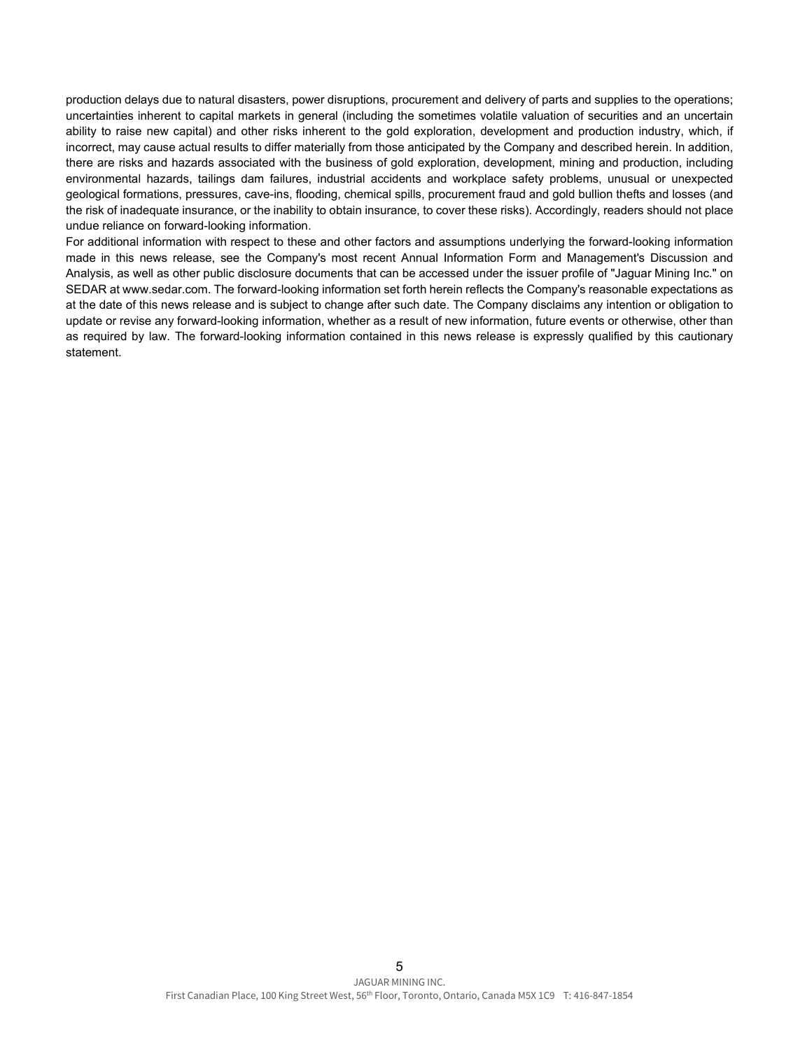production delays due to natural disasters, power disruptions, procurement and delivery of parts and supplies to the operations; uncertainties inherent to capital markets in general (including the sometimes volatile valuation of securities and an uncertain ability to raise new capital) and other risks inherent to the gold exploration, development and production industry, which, if incorrect, may cause actual results to differ materially from those anticipated by the Company and described herein. In addition, there are risks and hazards associated with the business of gold exploration, development, mining and production, including environmental hazards, tailings dam failures, industrial accidents and workplace safety problems, unusual or unexpected geological formations, pressures, cave-ins, flooding, chemical spills, procurement fraud and gold bullion thefts and losses (and the risk of inadequate insurance, or the inability to obtain insurance, to cover these risks). Accordingly, readers should not place undue reliance on forward-looking information.

For additional information with respect to these and other factors and assumptions underlying the forward-looking information made in this news release, see the Company's most recent Annual Information Form and Management's Discussion and Analysis, as well as other public disclosure documents that can be accessed under the issuer profile of "Jaguar Mining Inc." on SEDAR at www.sedar.com. The forward-looking information set forth herein reflects the Company's reasonable expectations as at the date of this news release and is subject to change after such date. The Company disclaims any intention or obligation to update or revise any forward-looking information, whether as a result of new information, future events or otherwise, other than as required by law. The forward-looking information contained in this news release is expressly qualified by this cautionary statement.